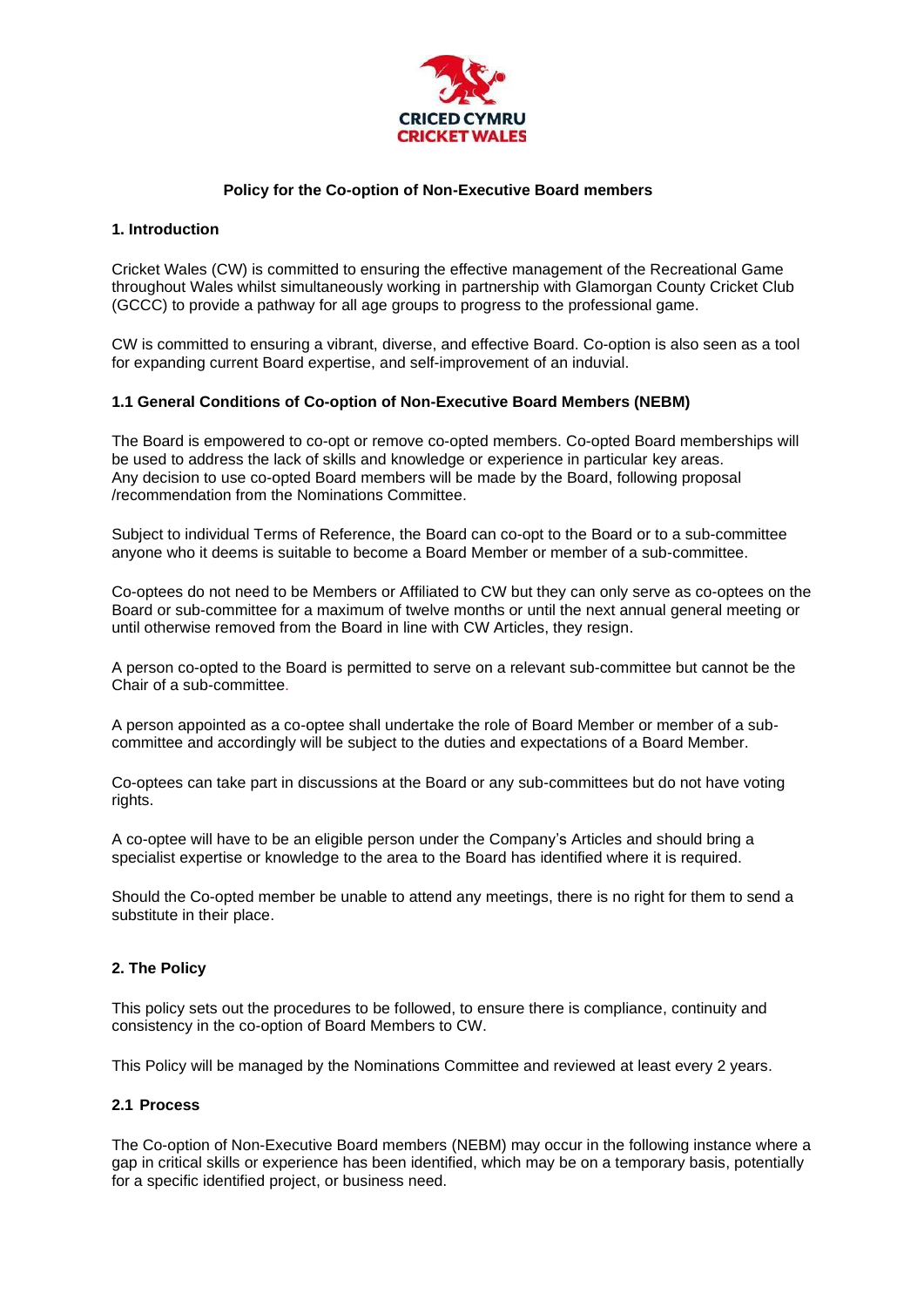# Policy for the Co-option of Non-Executive Board members

## 1. Introduction

Cricket Wales (CW) is committed to ensuring the effective management of the Recreational Game throughout Wales whilst simultaneously working in partnership with Glamorgan County Cricket Club (GCCC) to provide a pathway for all age groups to progress to the professional game.

CW is committed to ensuring a vibrant, diverse, and effective Board. Co-option is also seen as a tool for expanding current Board expertise, and self-improvement of an induvial.

### 1.1 General Conditions of Co-option of Non-Executive Board Members (NEBM)

The Board is empowered to co-opt or remove co-opted members. Co-opted Board memberships will be used to address the lack of skills and knowledge or experience in particular key areas. Any decision to use co-opted Board members will be made by the Board, following proposal /recommendation from the Nominations Committee.

Subject to individual Terms of Reference, the Board can co-opt to the Board or to a sub-committee anyone who it deems is suitable to become a Board Member or member of a sub-committee.

Co-optees do not need to be Members or Affiliated to CW but they can only serve as co-optees on the Board or sub-committee for a maximum of twelve months or until the next annual general meeting or until otherwise removed from the Board in line with CW Articles, they resign.

A person co-opted to the Board is permitted to serve on a relevant sub-committee but cannot be the Chair of a sub-committee.

A person appointed as a co-optee shall undertake the role of Board Member or member of a sub-committee and accordingly will be subject to the duties and expectations of a Board Member.

Co-optees can take part in discussions at the Board or any sub-committees but do not have voting rights.

A co-optee will have to be an eligible person under the Company's Articles and should bring a specialist expertise or knowledge to the area to the Board has identified where it is required.

Should the Co-opted member be unable to attend any meetings, there is no right for them to send a substitute in their place.

## 2. The Policy

This policy sets out the procedures to be followed, to ensure there is compliance, continuity and consistency in the co-option of Board Members to CW.

This Policy will be managed by the Nominations Committee and reviewed at least every 2 years.

### 2.1 Process

The Co-option of Non-Executive Board members (NEBM) may occur in the following instance where a gap in critical skills or experience has been identified, which may be on a temporary basis, potentially for a specific identified project, or business need.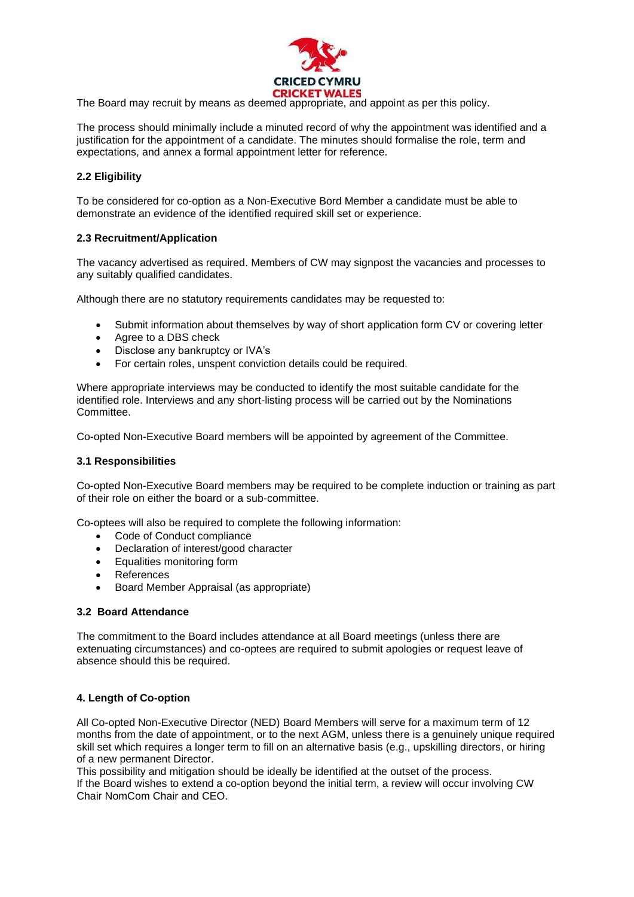The Board may recruit by means as deemed appropriate, and appoint as per this policy.

The process should minimally include a minuted record of why the appointment was identified and a justification for the appointment of a candidate. The minutes should formalise the role, term and expectations, and annex a formal appointment letter for reference.

### 2.2 Eligibility

To be considered for co-option as a Non-Executive Bord Member a candidate must be able to demonstrate an evidence of the identified required skill set or experience.

### 2.3 Recruitment/Application

The vacancy advertised as required. Members of CW may signpost the vacancies and processes to any suitably qualified candidates.

Although there are no statutory requirements candidates may be requested to:

- Submit information about themselves by way of short application form CV or covering letter
- Agree to a DBS check
- Disclose any bankruptcy or IVA's
- For certain roles, unspent conviction details could be required.

Where appropriate interviews may be conducted to identify the most suitable candidate for the identified role. Interviews and any short-listing process will be carried out by the Nominations Committee.

Co-opted Non-Executive Board members will be appointed by agreement of the Committee.

### 3.1 Responsibilities

Co-opted Non-Executive Board members may be required to be complete induction or training as part of their role on either the board or a sub-committee.

Co-optees will also be required to complete the following information:

- Code of Conduct compliance
- Declaration of interest/good character
- Equalities monitoring form
- References
- Board Member Appraisal (as appropriate)

### 3.2 Board Attendance

The commitment to the Board includes attendance at all Board meetings (unless there are extenuating circumstances) and co-optees are required to submit apologies or request leave of absence should this be required.

### 4. Length of Co-option

All Co-opted Non-Executive Director (NED) Board Members will serve for a maximum term of 12 months from the date of appointment, or to the next AGM, unless there is a genuinely unique required skill set which requires a longer term to fill on an alternative basis (e.g., upskilling directors, or hiring of a new permanent Director.

This possibility and mitigation should be ideally be identified at the outset of the process.

If the Board wishes to extend a co-option beyond the initial term, a review will occur involving CW Chair NomCom Chair and CEO.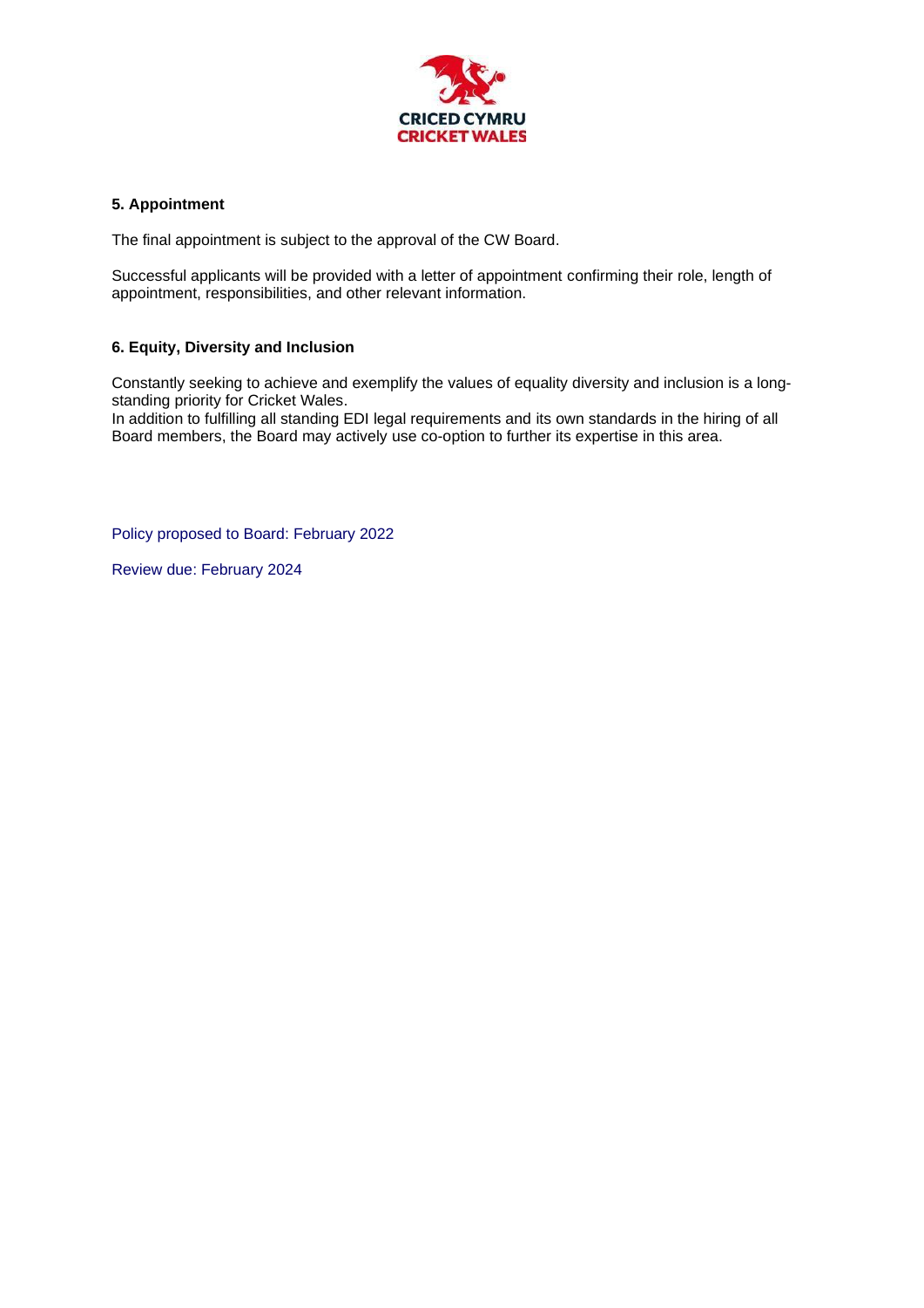## 5. Appointment

The final appointment is subject to the approval of the CW Board.

Successful applicants will be provided with a letter of appointment confirming their role, length of appointment, responsibilities, and other relevant information.

## 6. Equity, Diversity and Inclusion

Constantly seeking to achieve and exemplify the values of equality diversity and inclusion is a long-standing priority for Cricket Wales.
In addition to fulfilling all standing EDI legal requirements and its own standards in the hiring of all Board members, the Board may actively use co-option to further its expertise in this area.

Policy proposed to Board: February 2022

Review due: February 2024